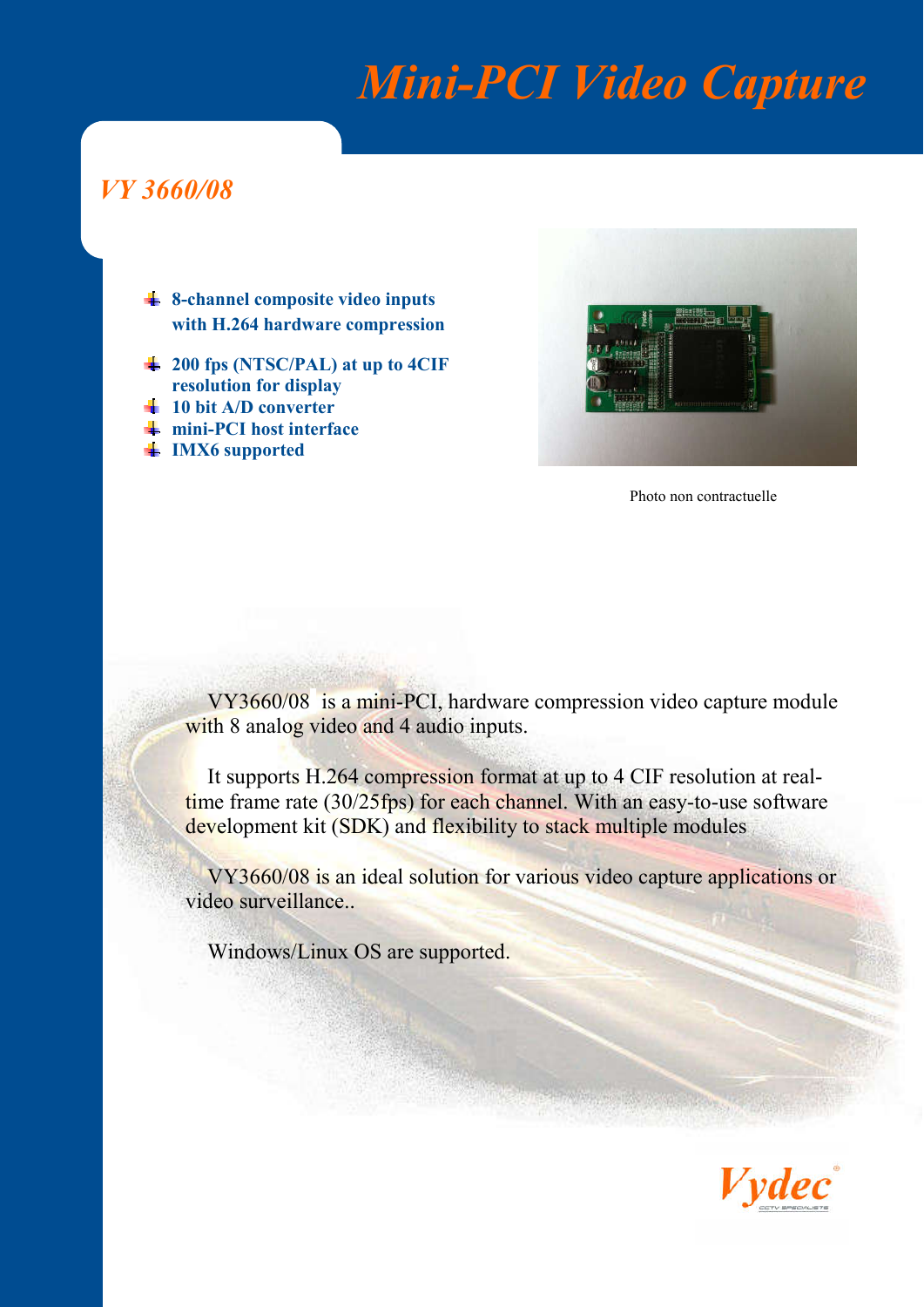# Mini-PCI Video Capture

## VY 3660/08

- **8-channel composite video inputs with H.264 hardware compression**
- **200 fps (NTSC/PAL) at up to 4CIF resolution for display**
- **10 bit A/D converter**
- **mini-PCI host interface**
- **IMX6 supported**

Photo non contractuelle

VY3660/08 is a mini-PCI, hardware compression video capture module with 8 analog video and 4 audio inputs.

It supports H.264 compression format at up to 4 CIF resolution at real-time frame rate (30/25fps) for each channel. With an easy-to-use software development kit (SDK) and flexibility to stack multiple modules

VY3660/08 is an ideal solution for various video capture applications or video surveillance..

Windows/Linux OS are supported.

Vydec® CCTV SPECIALISTE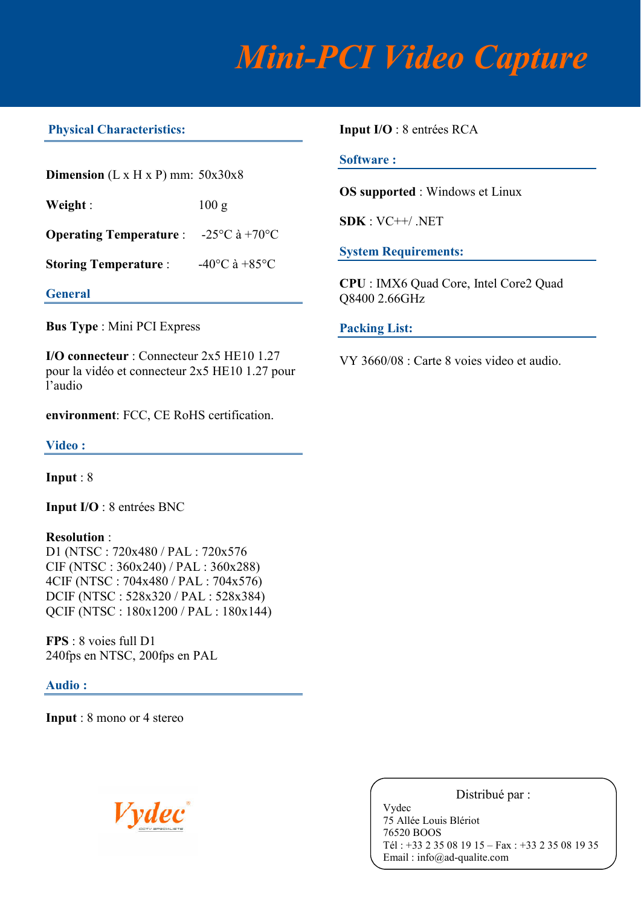# Mini-PCI Video Capture

## Physical Characteristics:

**Dimension** (L x H x P) mm: 50x30x8

**Weight** : 100 g

**Operating Temperature** : -25°C à +70°C

**Storing Temperature** : -40°C à +85°C

## General

**Bus Type** : Mini PCI Express

**I/O connecteur** : Connecteur 2x5 HE10 1.27 pour la vidéo et connecteur 2x5 HE10 1.27 pour l'audio

**environment**: FCC, CE RoHS certification.

## Video :

**Input** : 8

**Input I/O** : 8 entrées BNC

**Resolution** :
D1 (NTSC : 720x480 / PAL : 720x576
CIF (NTSC : 360x240) / PAL : 360x288)
4CIF (NTSC : 704x480 / PAL : 704x576)
DCIF (NTSC : 528x320 / PAL : 528x384)
QCIF (NTSC : 180x1200 / PAL : 180x144)

**FPS** : 8 voies full D1
240fps en NTSC, 200fps en PAL

## Audio :

**Input** : 8 mono or 4 stereo

**Input I/O** : 8 entrées RCA

## Software :

**OS supported** : Windows et Linux

**SDK** : VC++/ .NET

## System Requirements:

**CPU** : IMX6 Quad Core, Intel Core2 Quad Q8400 2.66GHz

## Packing List:

VY 3660/08 : Carte 8 voies video et audio.

Vydec
CCTV SPECIALISTS

Distribué par :

Vydec
75 Allée Louis Blériot
76520 BOOS
Tél : +33 2 35 08 19 15 – Fax : +33 2 35 08 19 35
Email : info@ad-qualite.com